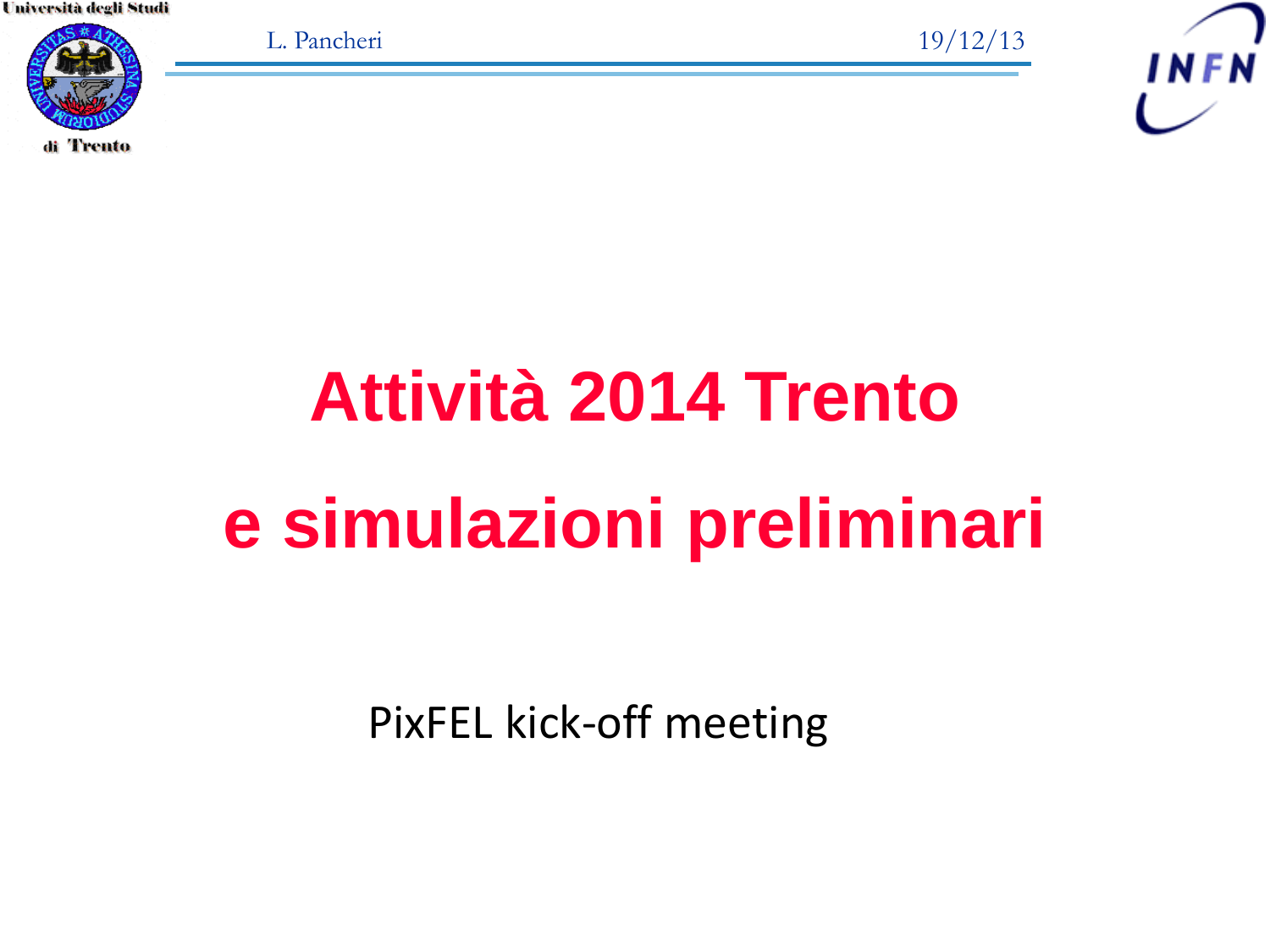# Attività 2014 Trento

# e simulazioni preliminari

PixFEL kick-off meeting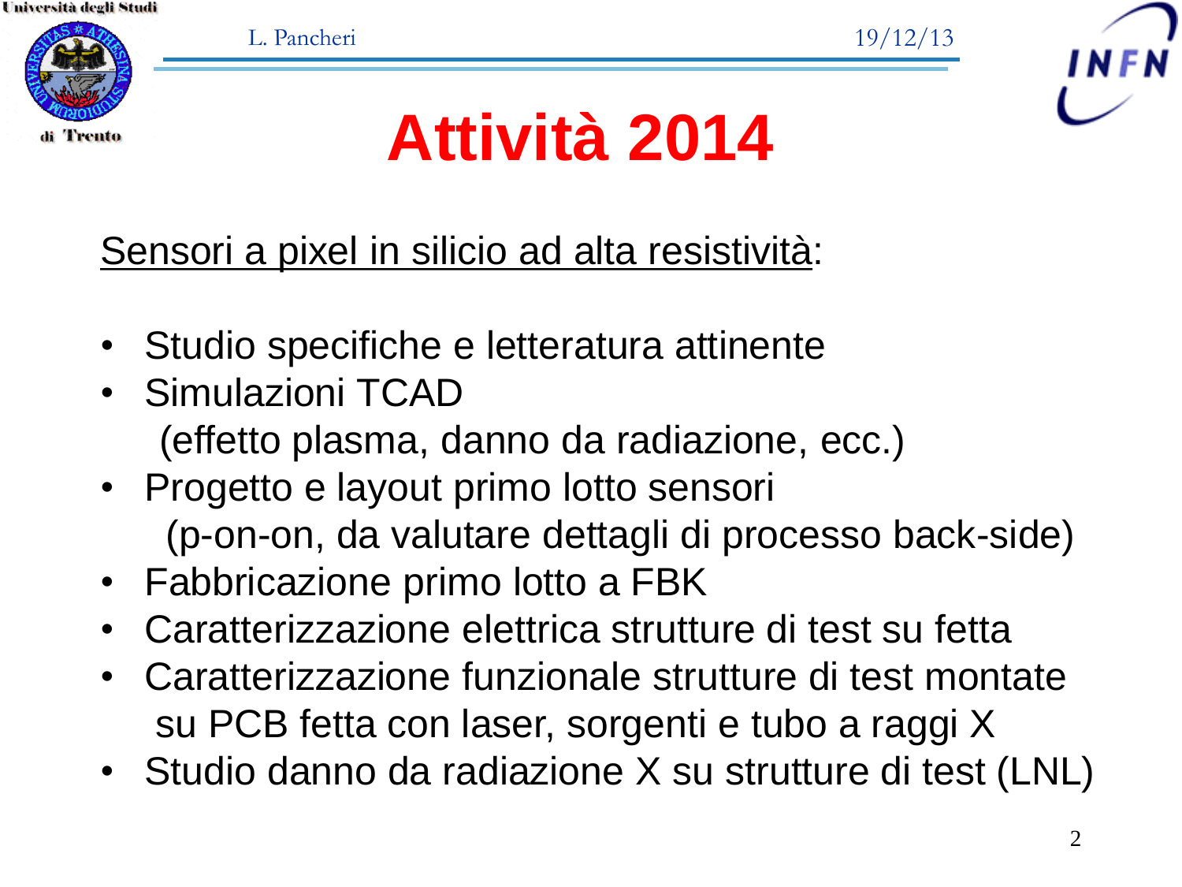# Attività 2014

Sensori a pixel in silicio ad alta resistività:

- Studio specifiche e letteratura attinente
- Simulazioni TCAD
  (effetto plasma, danno da radiazione, ecc.)
- Progetto e layout primo lotto sensori
  (p-on-on, da valutare dettagli di processo back-side)
- Fabbricazione primo lotto a FBK
- Caratterizzazione elettrica strutture di test su fetta
- Caratterizzazione funzionale strutture di test montate su PCB fetta con laser, sorgenti e tubo a raggi X
- Studio danno da radiazione X su strutture di test (LNL)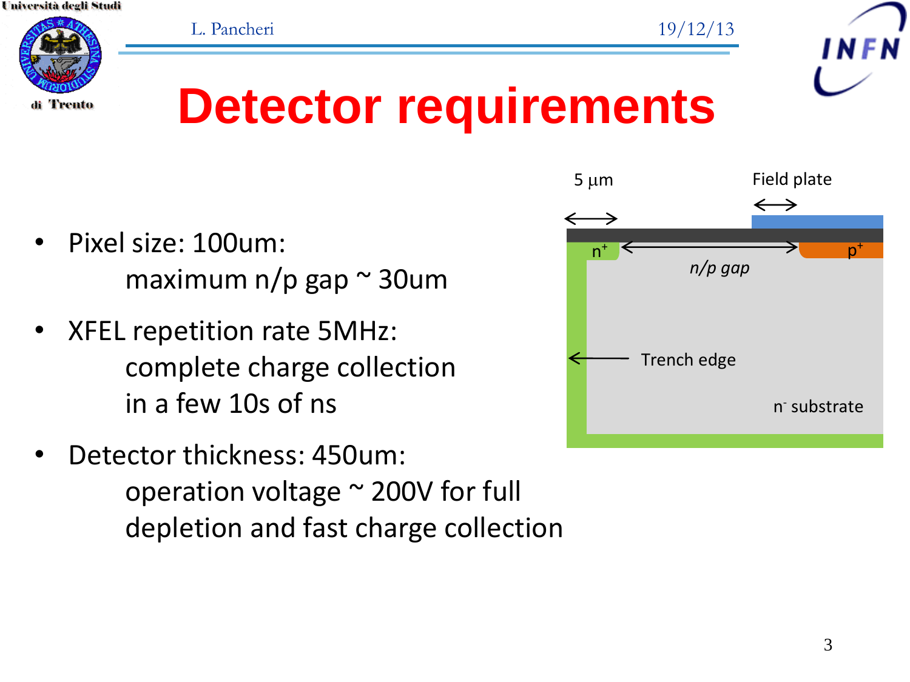# Detector requirements

- Pixel size: 100um:
  maximum n/p gap ~ 30um
- XFEL repetition rate 5MHz:
  complete charge collection
  in a few 10s of ns
- Detector thickness: 450um:
  operation voltage ~ 200V for full
  depletion and fast charge collection

5 μm

Field plate

$n^+$

$p^+$

*n/p gap*

Trench edge

$n^-$ substrate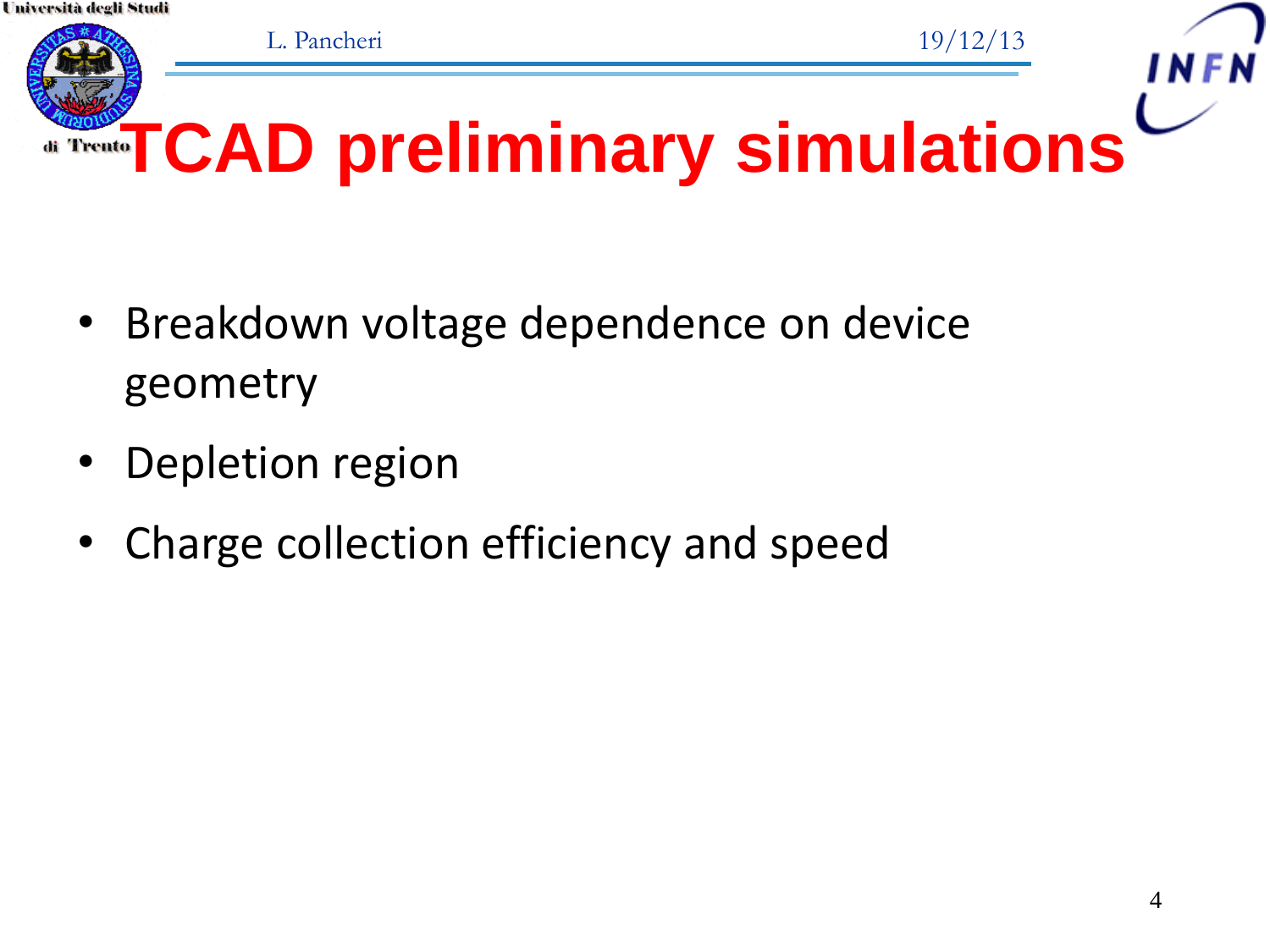# TCAD preliminary simulations

- Breakdown voltage dependence on device geometry
- Depletion region
- Charge collection efficiency and speed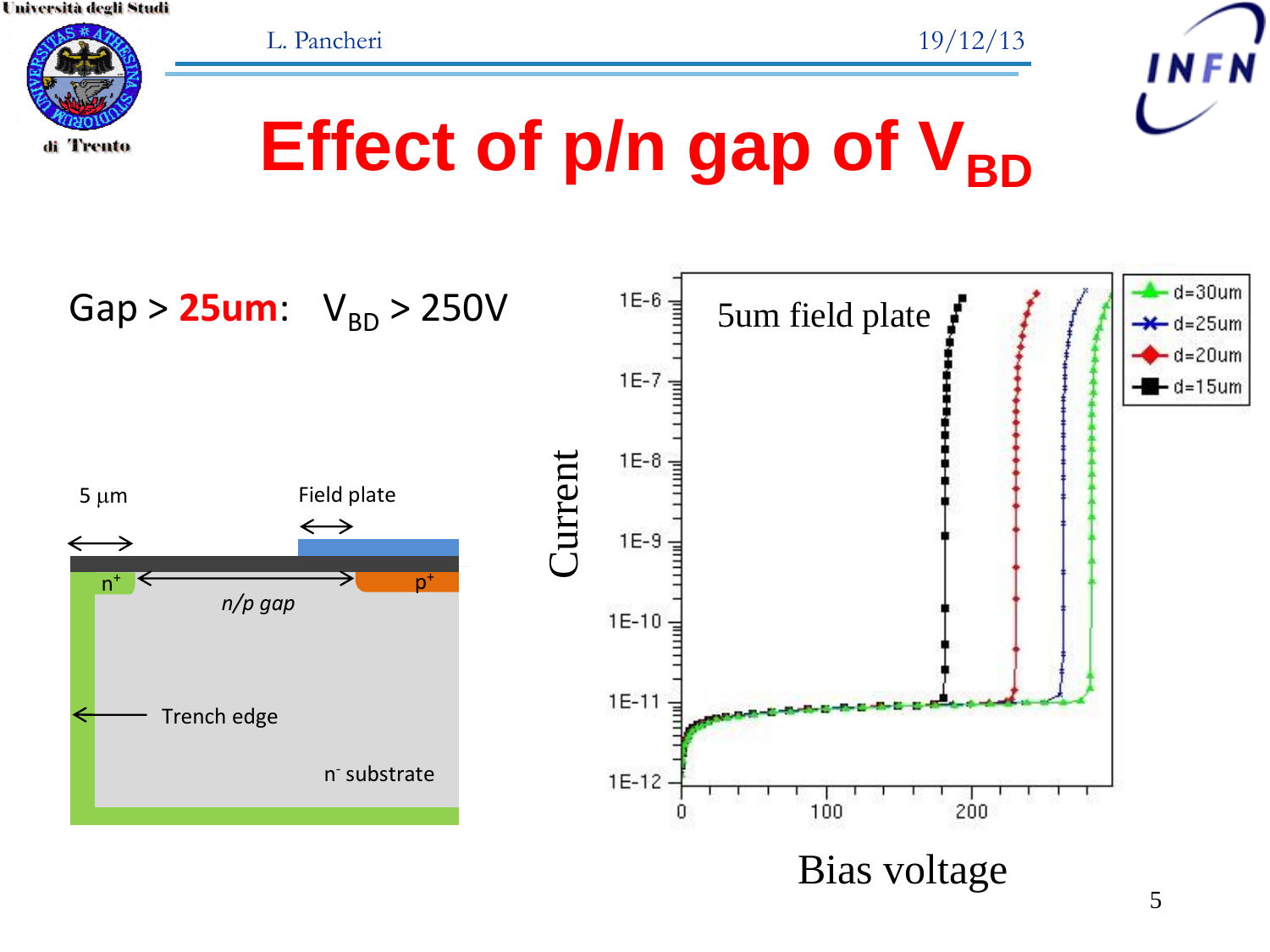# Effect of p/n gap of $V_{BD}$

Gap > **25um**: $V_{BD}$ > 250V

5 μm

Field plate

$n^+$

$p^+$

*n/p gap*

Trench edge

$n^-$ substrate

5um field plate

d=30um
d=25um
d=20um
d=15um

Current

Bias voltage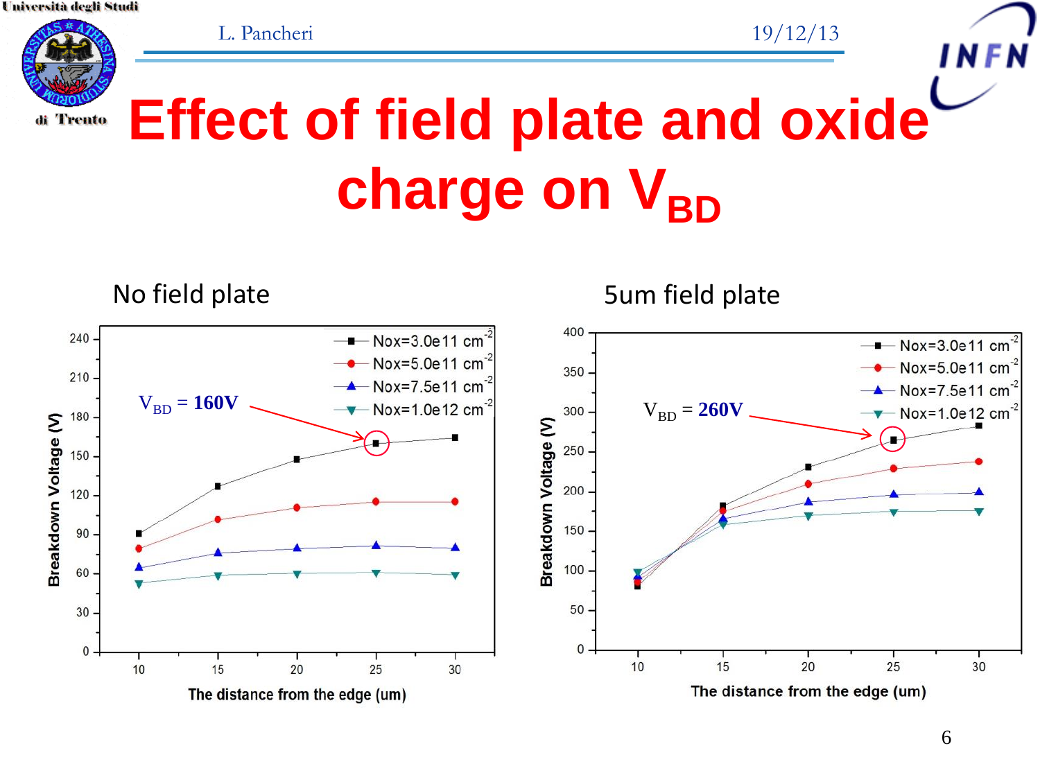# Effect of field plate and oxide charge on $V_{BD}$

**No field plate**

$V_{BD}$ = **160V**

Breakdown Voltage (V) vs. The distance from the edge (um)

- Nox=3.0e11 cm$^{-2}$
- Nox=5.0e11 cm$^{-2}$
- Nox=7.5e11 cm$^{-2}$
- Nox=1.0e12 cm$^{-2}$

**5um field plate**

$V_{BD}$ = **260V**

Breakdown Voltage (V) vs. The distance from the edge (um)

- Nox=3.0e11 cm$^{-2}$
- Nox=5.0e11 cm$^{-2}$
- Nox=7.5e11 cm$^{-2}$
- Nox=1.0e12 cm$^{-2}$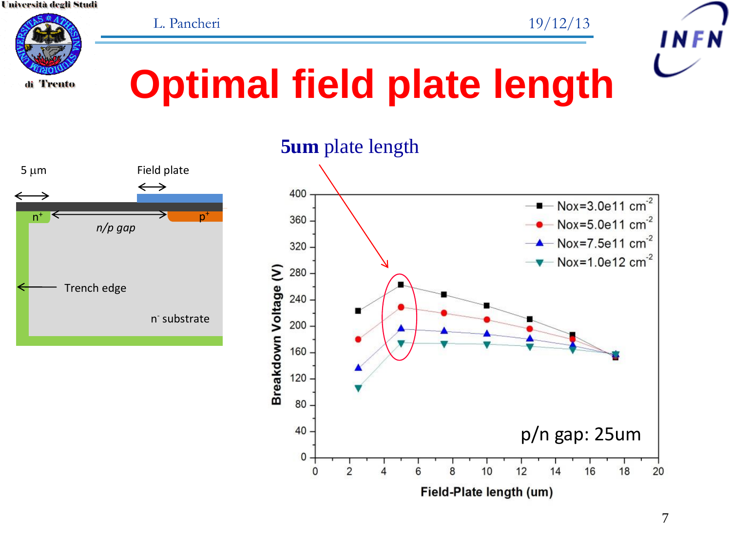# Optimal field plate length

5 µm

Field plate

$n^+$

$p^+$

*n/p gap*

Trench edge

$n^-$ substrate

**5um** plate length

| Field-Plate length (um) | Nox=3.0e11 $cm^{-2}$ | Nox=5.0e11 $cm^{-2}$ | Nox=7.5e11 $cm^{-2}$ | Nox=1.0e12 $cm^{-2}$ |
|---|---|---|---|---|
| 2.5 | 223 | 180 | 136 | 105 |
| 5 | 263 | 229 | 196 | 174 |
| 7.5 | 248 | 220 | 192 | 174 |
| 10 | 231 | 210 | 188 | 172 |
| 12.5 | 210 | 196 | 180 | 169 |
| 15 | 186 | 180 | 171 | 165 |
| 17.5 | 153 | 154 | 156 | 157 |

Breakdown Voltage (V) vs. Field-Plate length (um)

p/n gap: 25um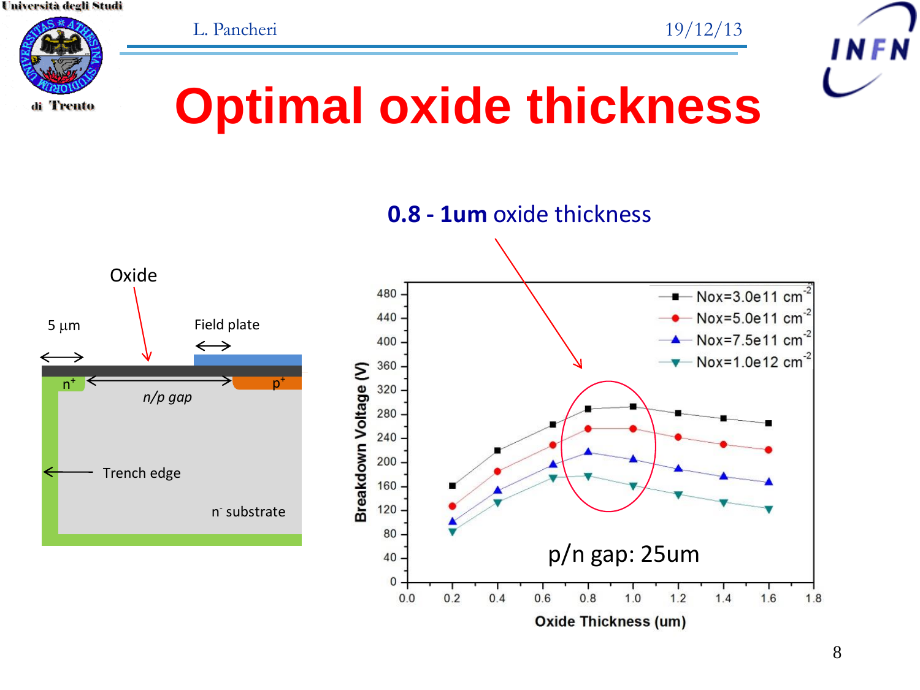# Optimal oxide thickness

Oxide

5 µm

Field plate

$n^+$

$p^+$

*n/p gap*

Trench edge

$n^-$ substrate

**0.8 - 1um** oxide thickness

p/n gap: 25um

Breakdown Voltage (V) vs. Oxide Thickness (um)

- Nox=3.0e11 $cm^{-2}$
- Nox=5.0e11 $cm^{-2}$
- Nox=7.5e11 $cm^{-2}$
- Nox=1.0e12 $cm^{-2}$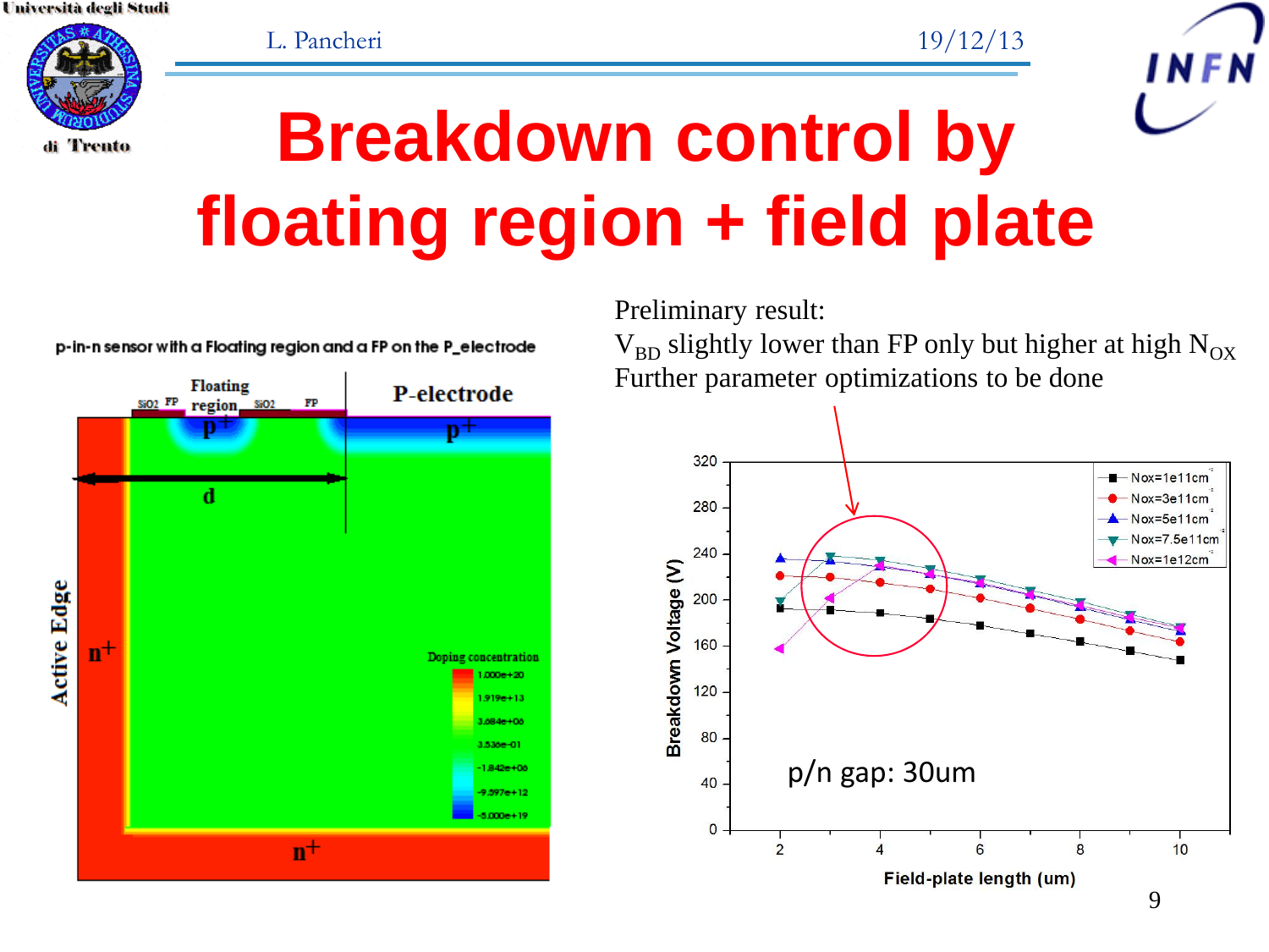# Breakdown control by floating region + field plate

p-in-n sensor with a Floating region and a FP on the P_electrode

Preliminary result:

$V_{BD}$ slightly lower than FP only but higher at high $N_{OX}$

Further parameter optimizations to be done

p/n gap: 30um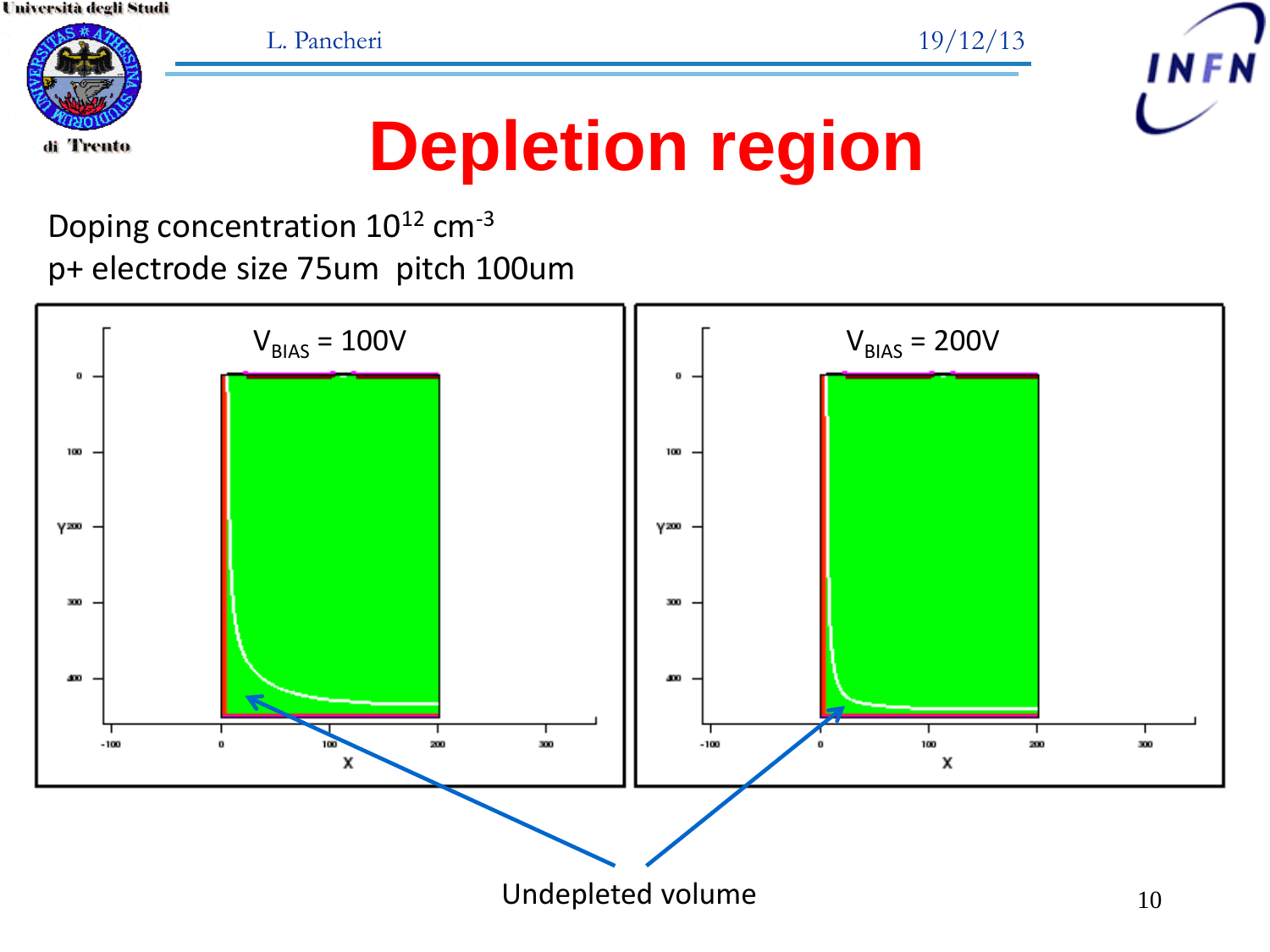# Depletion region

Doping concentration $10^{12}$ cm$^{-3}$

p+ electrode size 75um pitch 100um

$V_{BIAS}$ = 100V

$V_{BIAS}$ = 200V

Undepleted volume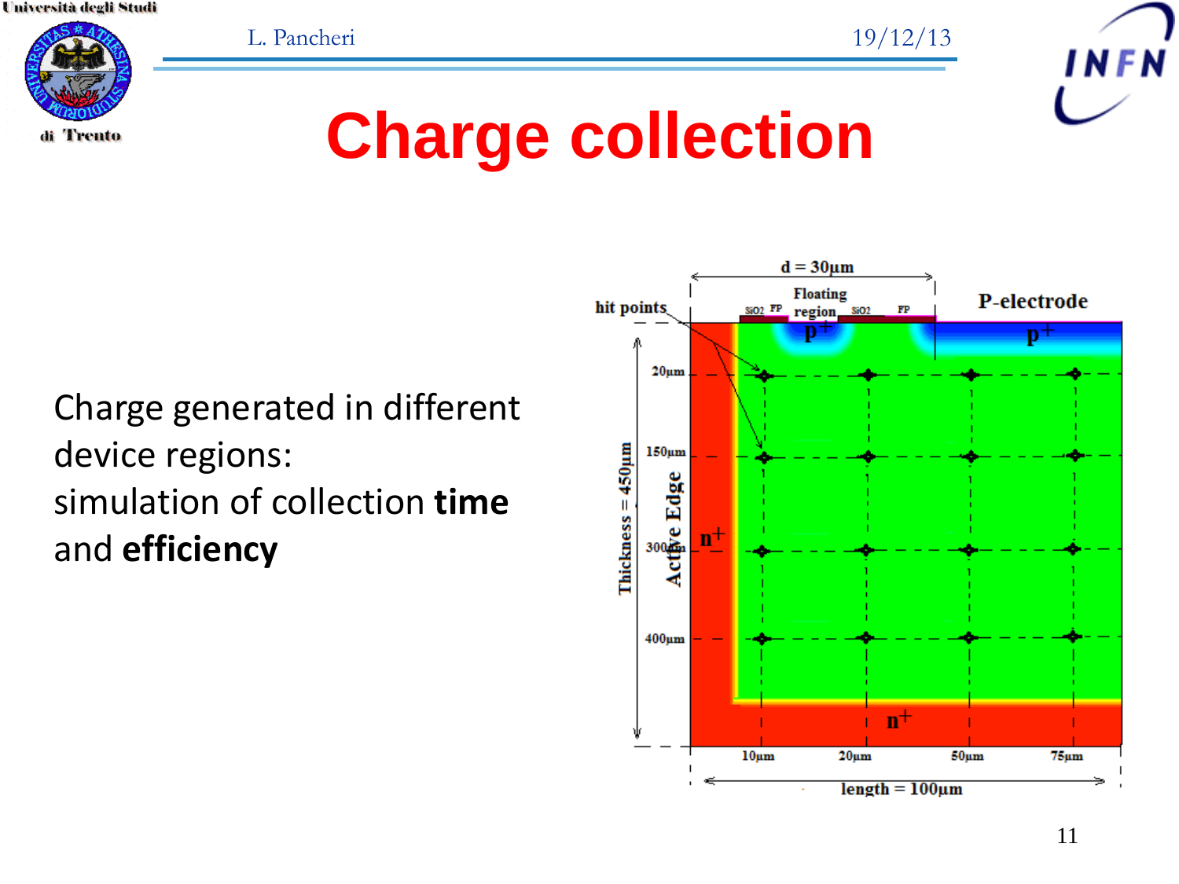# Charge collection

Charge generated in different device regions:
simulation of collection **time** and **efficiency**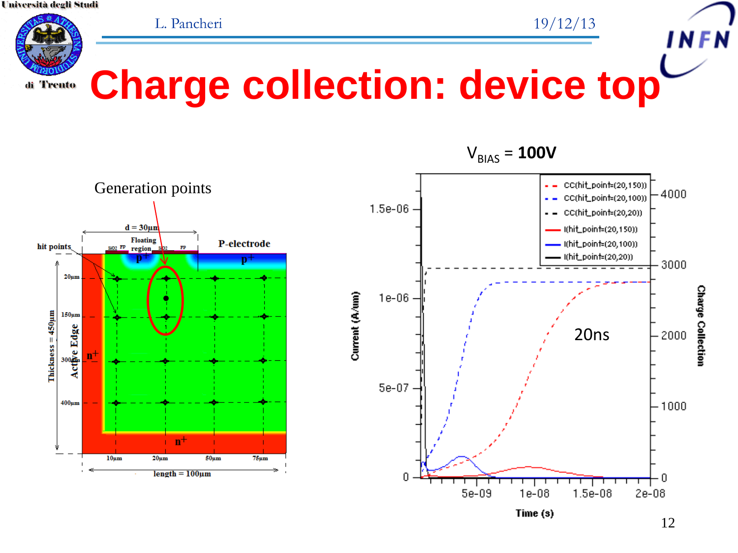# Charge collection: device top

Generation points

$V_{BIAS}$ = **100V**

20ns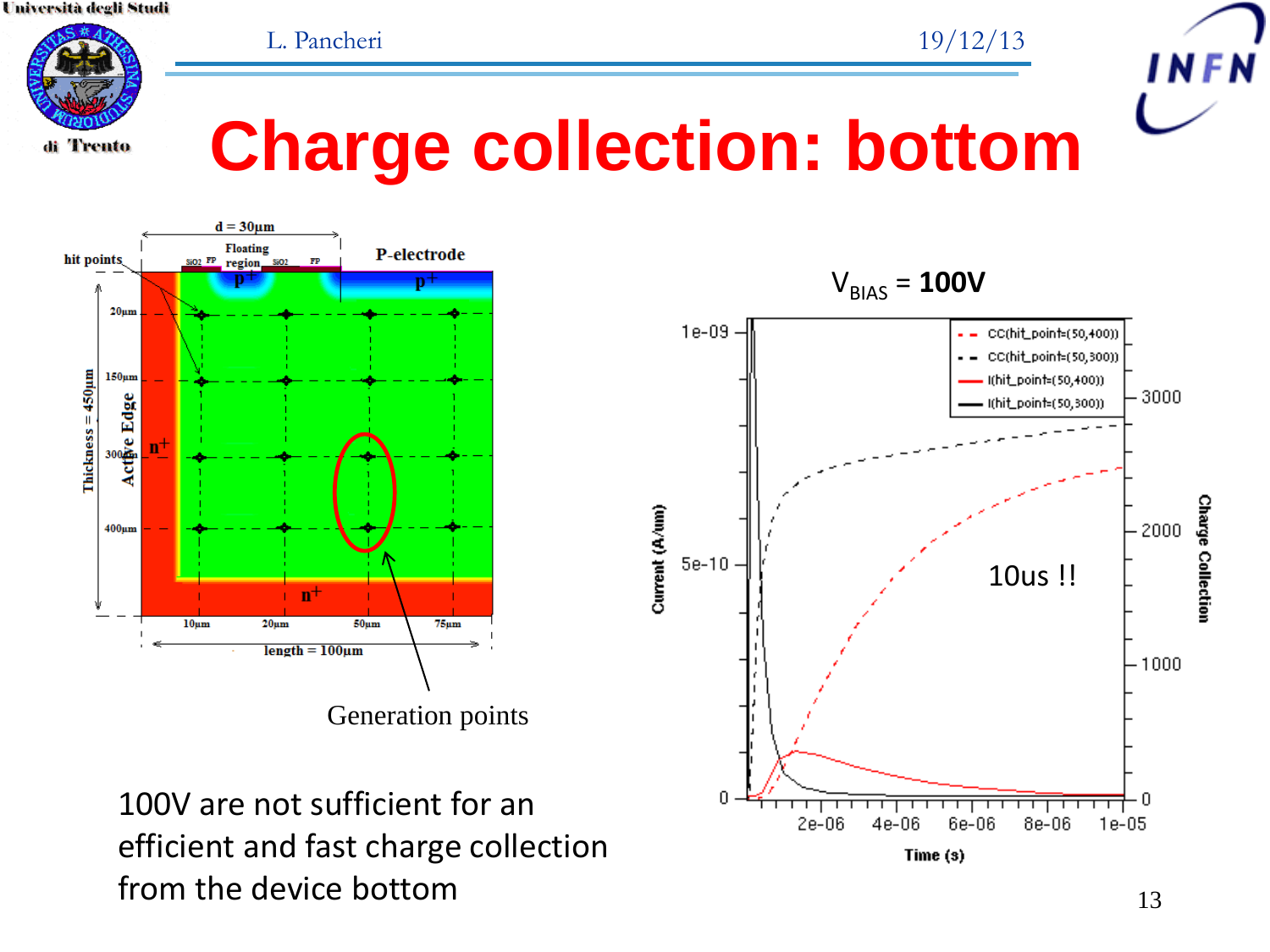# Charge collection: bottom

$V_{BIAS}$ = **100V**

10us !!

Generation points

100V are not sufficient for an efficient and fast charge collection from the device bottom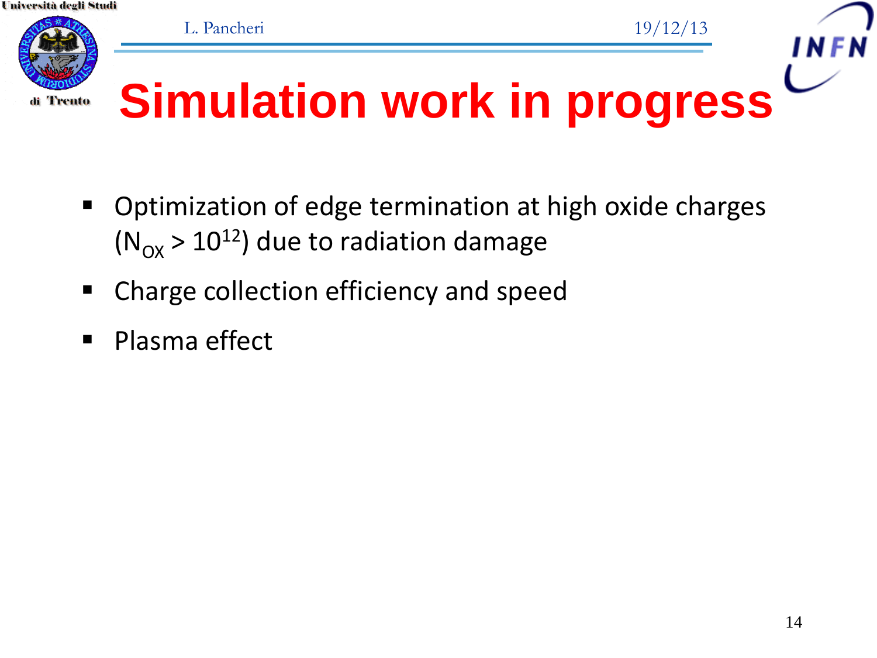# Simulation work in progress

- Optimization of edge termination at high oxide charges ($N_{OX} > 10^{12}$) due to radiation damage
- Charge collection efficiency and speed
- Plasma effect